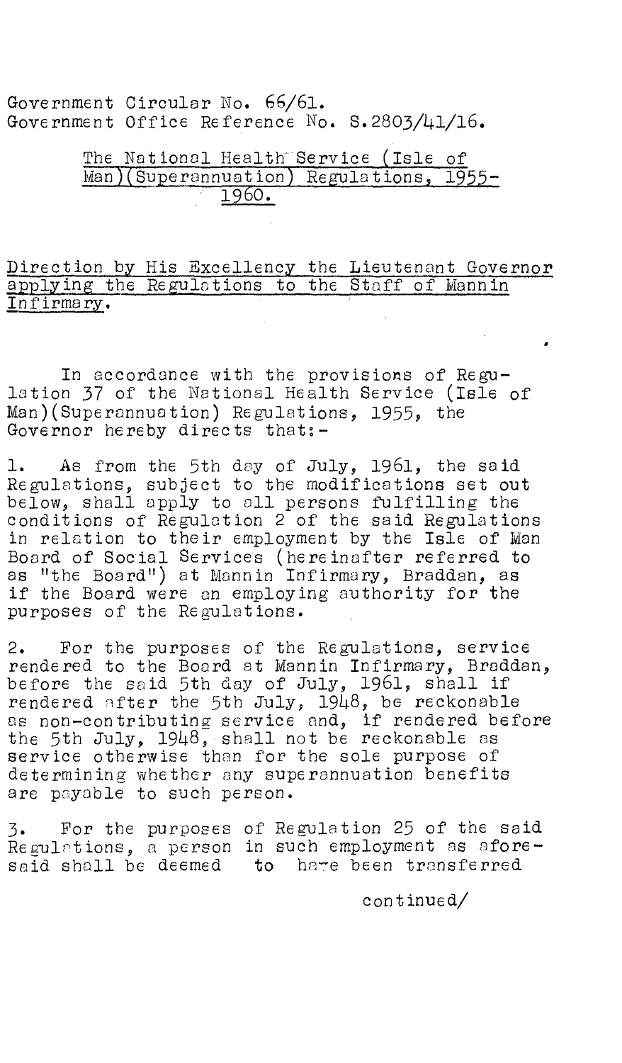Government Circular No. 66/61.
Government Office Reference No. S.2803/41/16.

The National Health Service (Isle of Man)(Superannuation) Regulations, 1955-1960.

Direction by His Excellency the Lieutenant Governor applying the Regulations to the Staff of Mannin Infirmary.

In accordance with the provisions of Regulation 37 of the National Health Service (Isle of Man)(Superannuation) Regulations, 1955, the Governor hereby directs that:-

1. As from the 5th day of July, 1961, the said Regulations, subject to the modifications set out below, shall apply to all persons fulfilling the conditions of Regulation 2 of the said Regulations in relation to their employment by the Isle of Man Board of Social Services (hereinafter referred to as "the Board") at Mannin Infirmary, Braddan, as if the Board were an employing authority for the purposes of the Regulations.

2. For the purposes of the Regulations, service rendered to the Board at Mannin Infirmary, Braddan, before the said 5th day of July, 1961, shall if rendered after the 5th July, 1948, be reckonable as non-contributing service and, if rendered before the 5th July, 1948, shall not be reckonable as service otherwise than for the sole purpose of determining whether any superannuation benefits are payable to such person.

3. For the purposes of Regulation 25 of the said Regulations, a person in such employment as aforesaid shall be deemed to have been transferred

continued/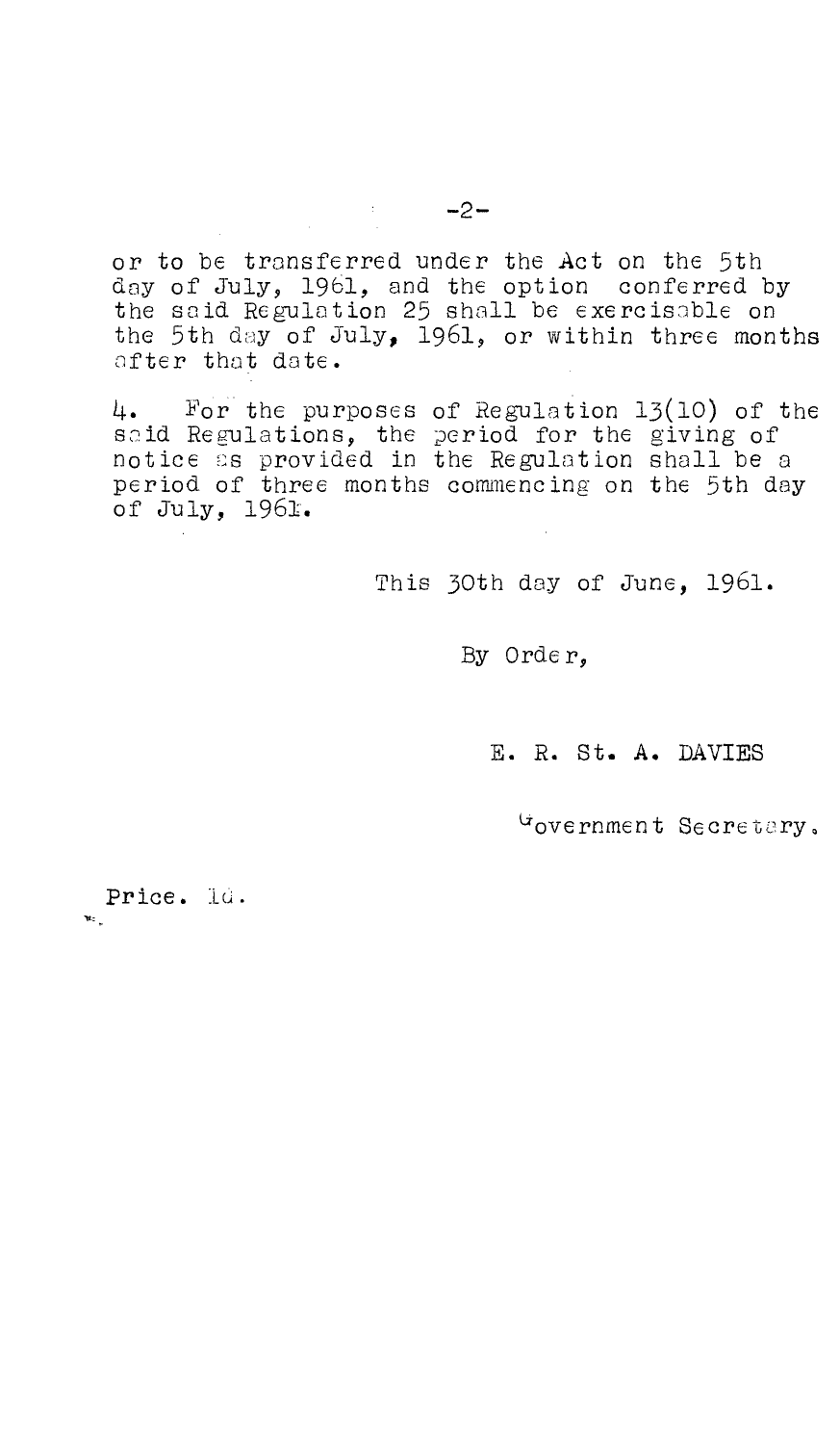or to be transferred under the Act on the 5th day of July, 1961, and the option conferred by the said Regulation 25 shall be exercisable on the 5th day of July, 1961, or within three months after that date.

4. For the purposes of Regulation 13(10) of the said Regulations, the period for the giving of notice as provided in the Regulation shall be a period of three months commencing on the 5th day of July, 1961.

This 30th day of June, 1961.

By Order,

E. R. St. A. DAVIES

Government Secretary.

Price. 1d.